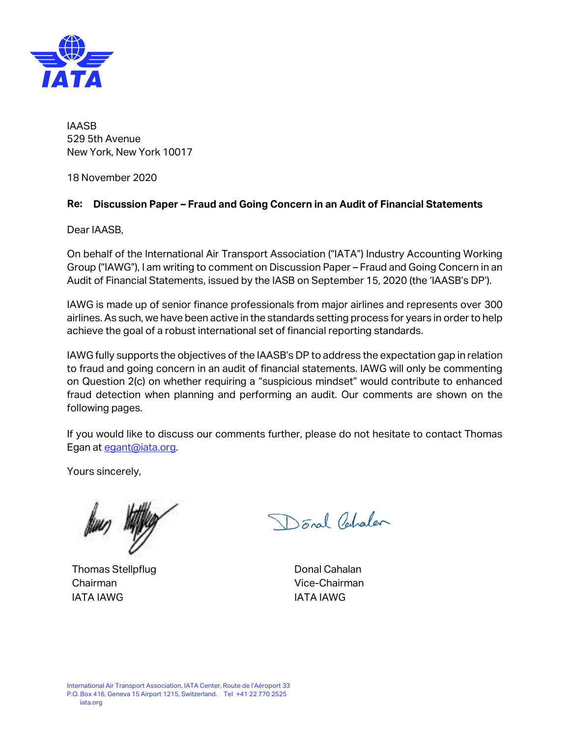IAASB
529 5th Avenue
New York, New York 10017

18 November 2020

**Re: Discussion Paper – Fraud and Going Concern in an Audit of Financial Statements**

Dear IAASB,

On behalf of the International Air Transport Association ("IATA") Industry Accounting Working Group ("IAWG"), I am writing to comment on Discussion Paper – Fraud and Going Concern in an Audit of Financial Statements, issued by the IASB on September 15, 2020 (the 'IAASB's DP').

IAWG is made up of senior finance professionals from major airlines and represents over 300 airlines. As such, we have been active in the standards setting process for years in order to help achieve the goal of a robust international set of financial reporting standards.

IAWG fully supports the objectives of the IAASB's DP to address the expectation gap in relation to fraud and going concern in an audit of financial statements. IAWG will only be commenting on Question 2(c) on whether requiring a "suspicious mindset" would contribute to enhanced fraud detection when planning and performing an audit. Our comments are shown on the following pages.

If you would like to discuss our comments further, please do not hesitate to contact Thomas Egan at egant@iata.org.

Yours sincerely,

| | |
|---|---|
| Thomas Stellpflug | Donal Cahalan |
| Chairman | Vice-Chairman |
| IATA IAWG | IATA IAWG |

International Air Transport Association, IATA Center, Route de l'Aéroport 33
P.O. Box 416, Geneva 15 Airport 1215, Switzerland. Tel +41 22 770 2525
iata.org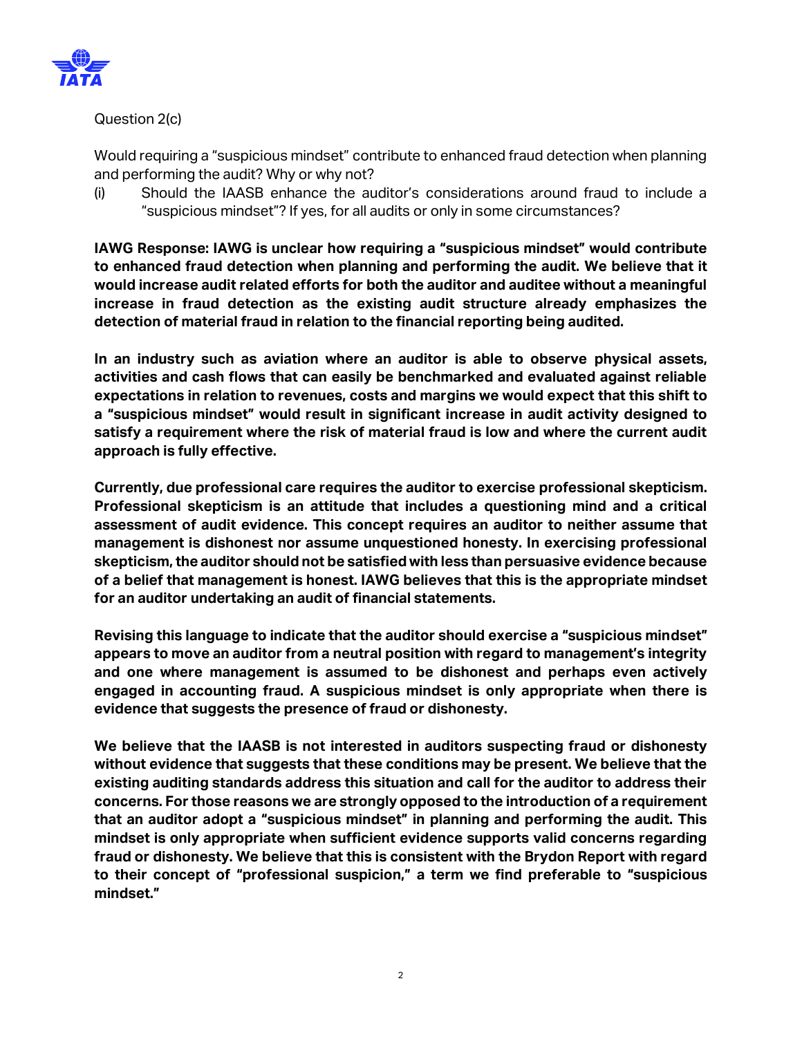Question 2(c)

Would requiring a "suspicious mindset" contribute to enhanced fraud detection when planning and performing the audit? Why or why not?

(i) Should the IAASB enhance the auditor's considerations around fraud to include a "suspicious mindset"? If yes, for all audits or only in some circumstances?

**IAWG Response: IAWG is unclear how requiring a "suspicious mindset" would contribute to enhanced fraud detection when planning and performing the audit. We believe that it would increase audit related efforts for both the auditor and auditee without a meaningful increase in fraud detection as the existing audit structure already emphasizes the detection of material fraud in relation to the financial reporting being audited.**

**In an industry such as aviation where an auditor is able to observe physical assets, activities and cash flows that can easily be benchmarked and evaluated against reliable expectations in relation to revenues, costs and margins we would expect that this shift to a "suspicious mindset" would result in significant increase in audit activity designed to satisfy a requirement where the risk of material fraud is low and where the current audit approach is fully effective.**

**Currently, due professional care requires the auditor to exercise professional skepticism. Professional skepticism is an attitude that includes a questioning mind and a critical assessment of audit evidence. This concept requires an auditor to neither assume that management is dishonest nor assume unquestioned honesty. In exercising professional skepticism, the auditor should not be satisfied with less than persuasive evidence because of a belief that management is honest. IAWG believes that this is the appropriate mindset for an auditor undertaking an audit of financial statements.**

**Revising this language to indicate that the auditor should exercise a "suspicious mindset" appears to move an auditor from a neutral position with regard to management's integrity and one where management is assumed to be dishonest and perhaps even actively engaged in accounting fraud. A suspicious mindset is only appropriate when there is evidence that suggests the presence of fraud or dishonesty.**

**We believe that the IAASB is not interested in auditors suspecting fraud or dishonesty without evidence that suggests that these conditions may be present. We believe that the existing auditing standards address this situation and call for the auditor to address their concerns. For those reasons we are strongly opposed to the introduction of a requirement that an auditor adopt a "suspicious mindset" in planning and performing the audit. This mindset is only appropriate when sufficient evidence supports valid concerns regarding fraud or dishonesty. We believe that this is consistent with the Brydon Report with regard to their concept of "professional suspicion," a term we find preferable to "suspicious mindset."**